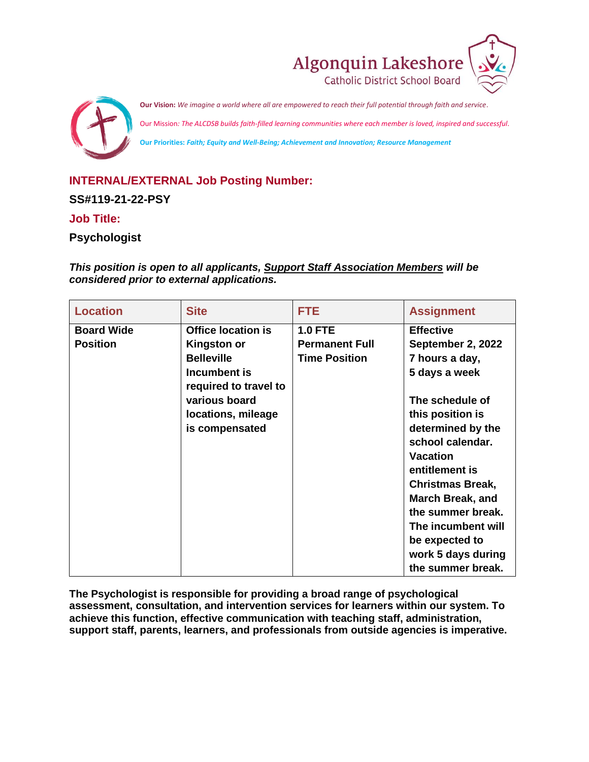Algonquin Lakeshore
Catholic District School Board

**Our Vision:** *We imagine a world where all are empowered to reach their full potential through faith and service.*

Our Mission*: The ALCDSB builds faith-filled learning communities where each member is loved, inspired and successful.*

**Our Priorities:** ***Faith; Equity and Well-Being; Achievement and Innovation; Resource Management***

## INTERNAL/EXTERNAL Job Posting Number:

**SS#119-21-22-PSY**

## Job Title:

**Psychologist**

***This position is open to all applicants, Support Staff Association Members will be considered prior to external applications.***

| Location | Site | FTE | Assignment |
|---|---|---|---|
| **Board Wide Position** | **Office location is Kingston or Belleville Incumbent is required to travel to various board locations, mileage is compensated** | **1.0 FTE Permanent Full Time Position** | **Effective September 2, 2022 7 hours a day, 5 days a week** <br><br> **The schedule of this position is determined by the school calendar. Vacation entitlement is Christmas Break, March Break, and the summer break. The incumbent will be expected to work 5 days during the summer break.** |

**The Psychologist is responsible for providing a broad range of psychological assessment, consultation, and intervention services for learners within our system. To achieve this function, effective communication with teaching staff, administration, support staff, parents, learners, and professionals from outside agencies is imperative.**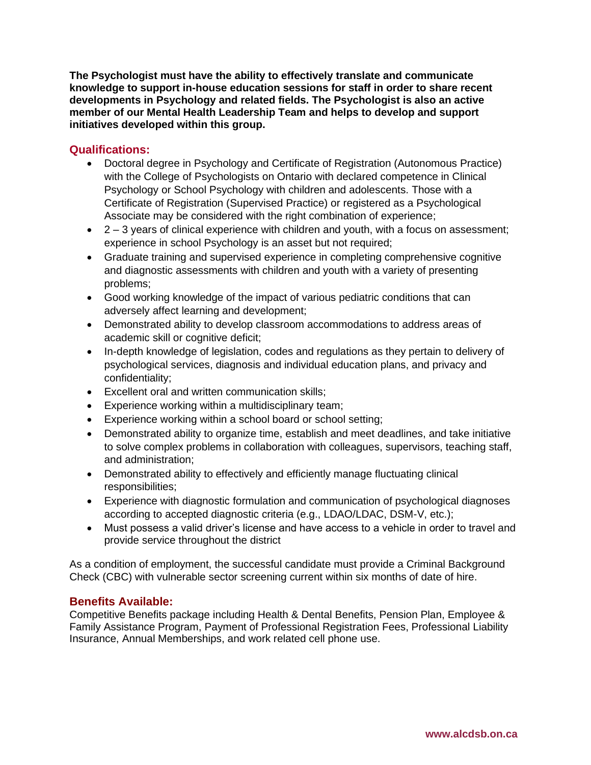**The Psychologist must have the ability to effectively translate and communicate knowledge to support in-house education sessions for staff in order to share recent developments in Psychology and related fields. The Psychologist is also an active member of our Mental Health Leadership Team and helps to develop and support initiatives developed within this group.**

## Qualifications:

- Doctoral degree in Psychology and Certificate of Registration (Autonomous Practice) with the College of Psychologists on Ontario with declared competence in Clinical Psychology or School Psychology with children and adolescents. Those with a Certificate of Registration (Supervised Practice) or registered as a Psychological Associate may be considered with the right combination of experience;
- 2 – 3 years of clinical experience with children and youth, with a focus on assessment; experience in school Psychology is an asset but not required;
- Graduate training and supervised experience in completing comprehensive cognitive and diagnostic assessments with children and youth with a variety of presenting problems;
- Good working knowledge of the impact of various pediatric conditions that can adversely affect learning and development;
- Demonstrated ability to develop classroom accommodations to address areas of academic skill or cognitive deficit;
- In-depth knowledge of legislation, codes and regulations as they pertain to delivery of psychological services, diagnosis and individual education plans, and privacy and confidentiality;
- Excellent oral and written communication skills;
- Experience working within a multidisciplinary team;
- Experience working within a school board or school setting;
- Demonstrated ability to organize time, establish and meet deadlines, and take initiative to solve complex problems in collaboration with colleagues, supervisors, teaching staff, and administration;
- Demonstrated ability to effectively and efficiently manage fluctuating clinical responsibilities;
- Experience with diagnostic formulation and communication of psychological diagnoses according to accepted diagnostic criteria (e.g., LDAO/LDAC, DSM-V, etc.);
- Must possess a valid driver's license and have access to a vehicle in order to travel and provide service throughout the district

As a condition of employment, the successful candidate must provide a Criminal Background Check (CBC) with vulnerable sector screening current within six months of date of hire.

## Benefits Available:

Competitive Benefits package including Health & Dental Benefits, Pension Plan, Employee & Family Assistance Program, Payment of Professional Registration Fees, Professional Liability Insurance, Annual Memberships, and work related cell phone use.

www.alcdsb.on.ca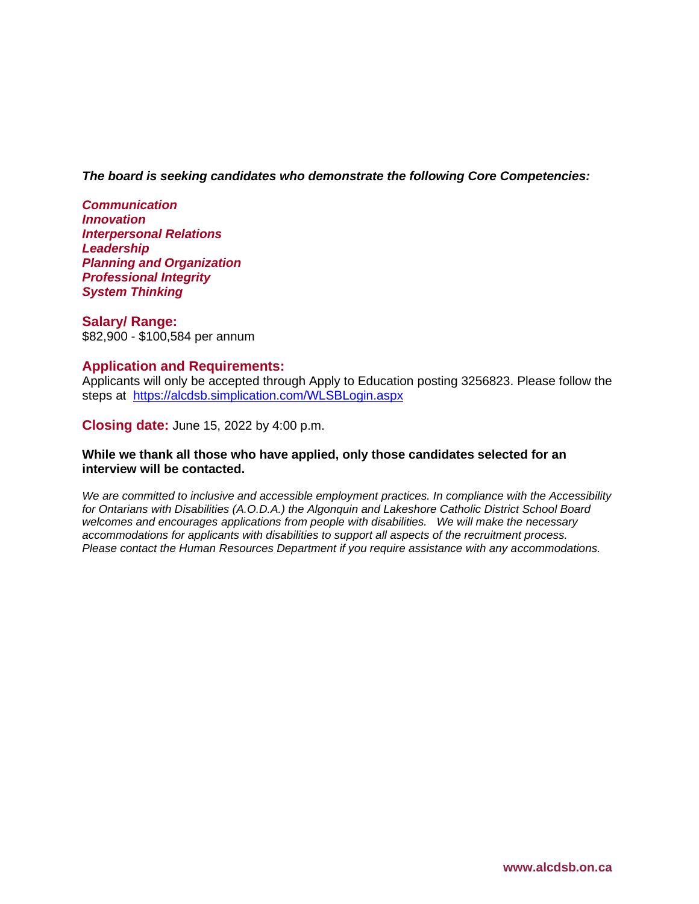***The board is seeking candidates who demonstrate the following Core Competencies:***

***Communication***
***Innovation***
***Interpersonal Relations***
***Leadership***
***Planning and Organization***
***Professional Integrity***
***System Thinking***

**Salary/ Range:**
$82,900 - $100,584 per annum

**Application and Requirements:**
Applicants will only be accepted through Apply to Education posting 3256823. Please follow the steps at https://alcdsb.simplication.com/WLSBLogin.aspx

**Closing date:** June 15, 2022 by 4:00 p.m.

**While we thank all those who have applied, only those candidates selected for an interview will be contacted.**

*We are committed to inclusive and accessible employment practices. In compliance with the Accessibility for Ontarians with Disabilities (A.O.D.A.) the Algonquin and Lakeshore Catholic District School Board welcomes and encourages applications from people with disabilities. We will make the necessary accommodations for applicants with disabilities to support all aspects of the recruitment process. Please contact the Human Resources Department if you require assistance with any accommodations.*

**www.alcdsb.on.ca**